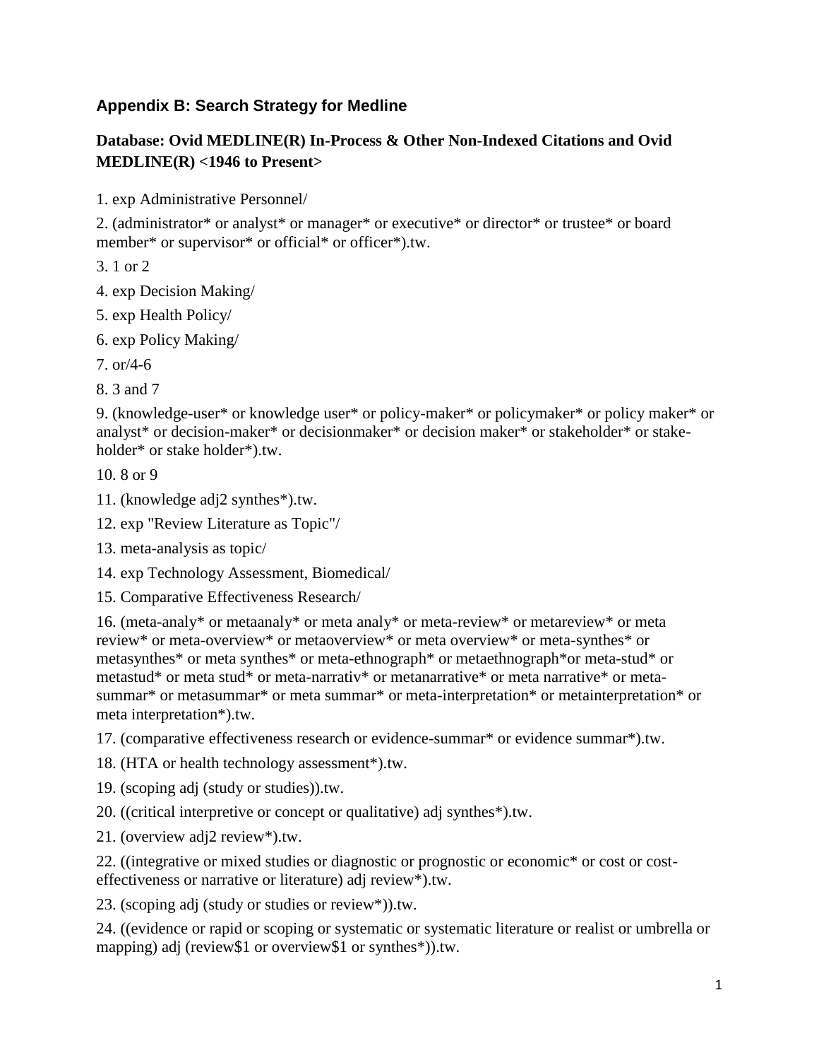## Appendix B: Search Strategy for Medline

### Database: Ovid MEDLINE(R) In-Process & Other Non-Indexed Citations and Ovid MEDLINE(R) <1946 to Present>

1. exp Administrative Personnel/
2. (administrator* or analyst* or manager* or executive* or director* or trustee* or board member* or supervisor* or official* or officer*).tw.
3. 1 or 2
4. exp Decision Making/
5. exp Health Policy/
6. exp Policy Making/
7. or/4-6
8. 3 and 7
9. (knowledge-user* or knowledge user* or policy-maker* or policymaker* or policy maker* or analyst* or decision-maker* or decisionmaker* or decision maker* or stakeholder* or stake-holder* or stake holder*).tw.
10. 8 or 9
11. (knowledge adj2 synthes*).tw.
12. exp "Review Literature as Topic"/
13. meta-analysis as topic/
14. exp Technology Assessment, Biomedical/
15. Comparative Effectiveness Research/
16. (meta-analy* or metaanaly* or meta analy* or meta-review* or metareview* or meta review* or meta-overview* or metaoverview* or meta overview* or meta-synthes* or metasynthes* or meta synthes* or meta-ethnograph* or metaethnograph*or meta-stud* or metastud* or meta stud* or meta-narrativ* or metanarrative* or meta narrative* or meta-summar* or metasummar* or meta summar* or meta-interpretation* or metainterpretation* or meta interpretation*).tw.
17. (comparative effectiveness research or evidence-summar* or evidence summar*).tw.
18. (HTA or health technology assessment*).tw.
19. (scoping adj (study or studies)).tw.
20. ((critical interpretive or concept or qualitative) adj synthes*).tw.
21. (overview adj2 review*).tw.
22. ((integrative or mixed studies or diagnostic or prognostic or economic* or cost or cost-effectiveness or narrative or literature) adj review*).tw.
23. (scoping adj (study or studies or review*)).tw.
24. ((evidence or rapid or scoping or systematic or systematic literature or realist or umbrella or mapping) adj (review$1 or overview$1 or synthes*)).tw.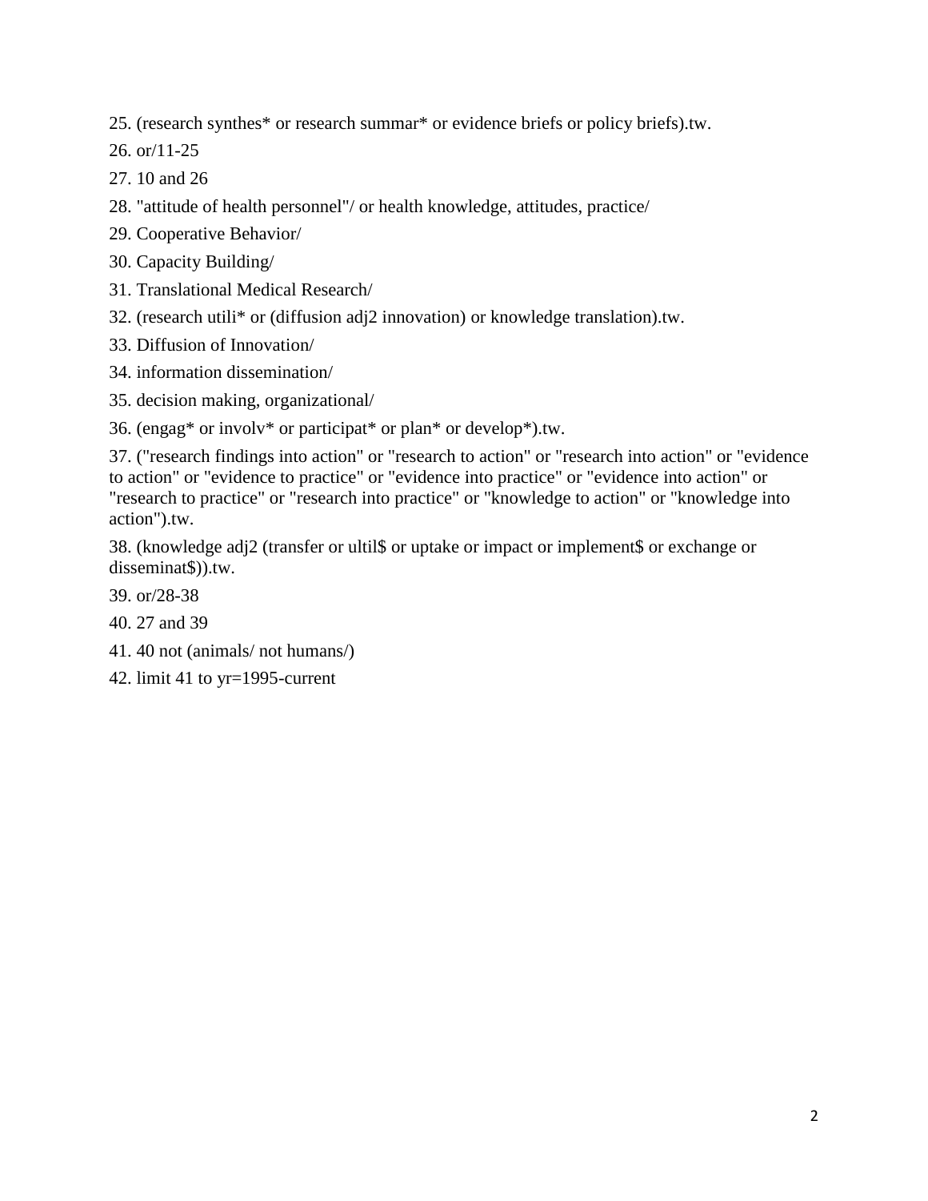25. (research synthes* or research summar* or evidence briefs or policy briefs).tw.

26. or/11-25

27. 10 and 26

28. "attitude of health personnel"/ or health knowledge, attitudes, practice/

29. Cooperative Behavior/

30. Capacity Building/

31. Translational Medical Research/

32. (research utili* or (diffusion adj2 innovation) or knowledge translation).tw.

33. Diffusion of Innovation/

34. information dissemination/

35. decision making, organizational/

36. (engag* or involv* or participat* or plan* or develop*).tw.

37. ("research findings into action" or "research to action" or "research into action" or "evidence to action" or "evidence to practice" or "evidence into practice" or "evidence into action" or "research to practice" or "research into practice" or "knowledge to action" or "knowledge into action").tw.

38. (knowledge adj2 (transfer or ultil$ or uptake or impact or implement$ or exchange or disseminat$)).tw.

39. or/28-38

40. 27 and 39

41. 40 not (animals/ not humans/)

42. limit 41 to yr=1995-current